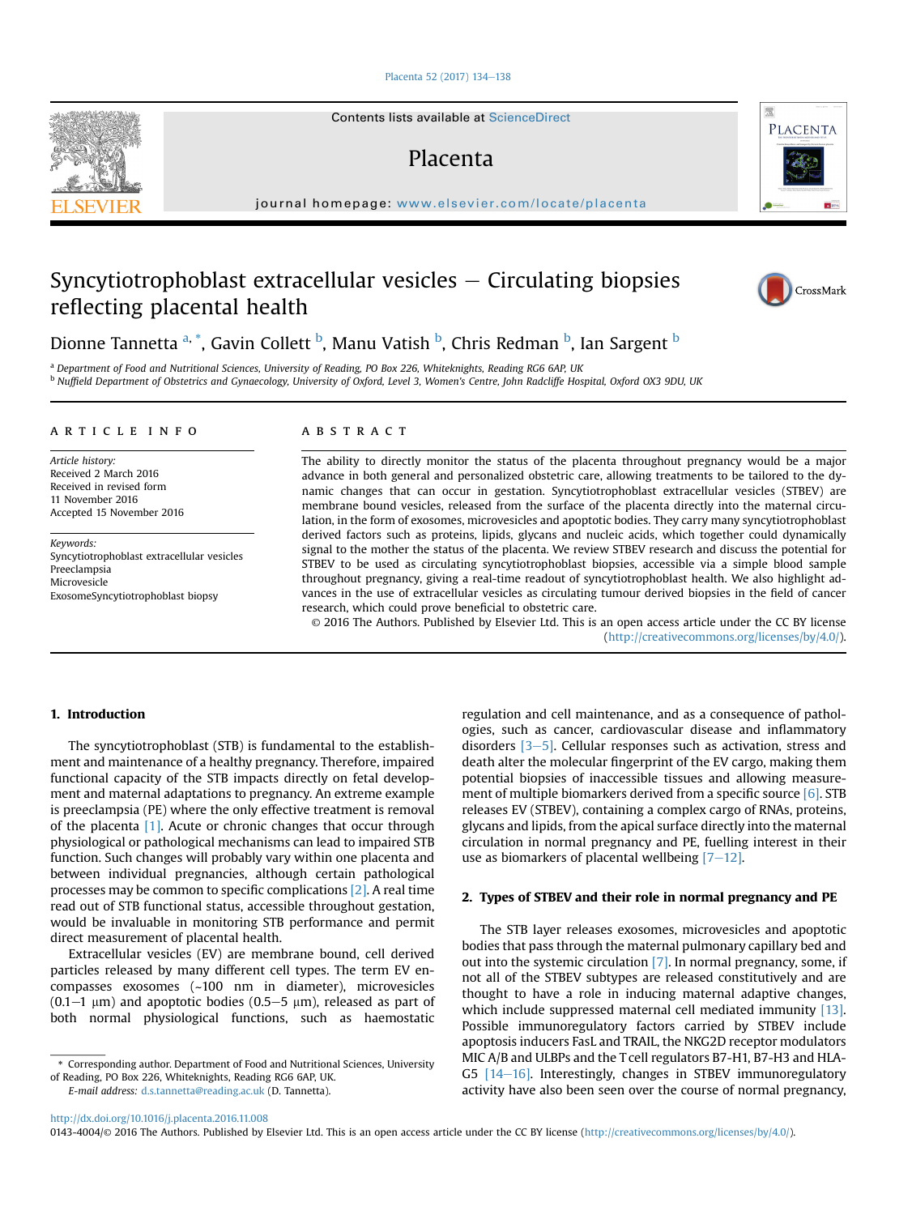# Syncytiotrophoblast extracellular vesicles – Circulating biopsies reflecting placental health

Dionne Tannetta [a, *], Gavin Collett [b], Manu Vatish [b], Chris Redman [b], Ian Sargent [b]

[a] Department of Food and Nutritional Sciences, University of Reading, PO Box 226, Whiteknights, Reading RG6 6AP, UK

[b] Nuffield Department of Obstetrics and Gynaecology, University of Oxford, Level 3, Women's Centre, John Radcliffe Hospital, Oxford OX3 9DU, UK

## ARTICLE INFO

*Article history:*
Received 2 March 2016
Received in revised form
11 November 2016
Accepted 15 November 2016

*Keywords:*
Syncytiotrophoblast extracellular vesicles
Preeclampsia
Microvesicle
ExosomeSyncytiotrophoblast biopsy

## ABSTRACT

The ability to directly monitor the status of the placenta throughout pregnancy would be a major advance in both general and personalized obstetric care, allowing treatments to be tailored to the dynamic changes that can occur in gestation. Syncytiotrophoblast extracellular vesicles (STBEV) are membrane bound vesicles, released from the surface of the placenta directly into the maternal circulation, in the form of exosomes, microvesicles and apoptotic bodies. They carry many syncytiotrophoblast derived factors such as proteins, lipids, glycans and nucleic acids, which together could dynamically signal to the mother the status of the placenta. We review STBEV research and discuss the potential for STBEV to be used as circulating syncytiotrophoblast biopsies, accessible via a simple blood sample throughout pregnancy, giving a real-time readout of syncytiotrophoblast health. We also highlight advances in the use of extracellular vesicles as circulating tumour derived biopsies in the field of cancer research, which could prove beneficial to obstetric care.

© 2016 The Authors. Published by Elsevier Ltd. This is an open access article under the CC BY license (http://creativecommons.org/licenses/by/4.0/).

## 1. Introduction

The syncytiotrophoblast (STB) is fundamental to the establishment and maintenance of a healthy pregnancy. Therefore, impaired functional capacity of the STB impacts directly on fetal development and maternal adaptations to pregnancy. An extreme example is preeclampsia (PE) where the only effective treatment is removal of the placenta [1]. Acute or chronic changes that occur through physiological or pathological mechanisms can lead to impaired STB function. Such changes will probably vary within one placenta and between individual pregnancies, although certain pathological processes may be common to specific complications [2]. A real time read out of STB functional status, accessible throughout gestation, would be invaluable in monitoring STB performance and permit direct measurement of placental health.

Extracellular vesicles (EV) are membrane bound, cell derived particles released by many different cell types. The term EV encompasses exosomes (~100 nm in diameter), microvesicles (0.1–1 μm) and apoptotic bodies (0.5–5 μm), released as part of both normal physiological functions, such as haemostatic regulation and cell maintenance, and as a consequence of pathologies, such as cancer, cardiovascular disease and inflammatory disorders [3–5]. Cellular responses such as activation, stress and death alter the molecular fingerprint of the EV cargo, making them potential biopsies of inaccessible tissues and allowing measurement of multiple biomarkers derived from a specific source [6]. STB releases EV (STBEV), containing a complex cargo of RNAs, proteins, glycans and lipids, from the apical surface directly into the maternal circulation in normal pregnancy and PE, fuelling interest in their use as biomarkers of placental wellbeing [7–12].

## 2. Types of STBEV and their role in normal pregnancy and PE

The STB layer releases exosomes, microvesicles and apoptotic bodies that pass through the maternal pulmonary capillary bed and out into the systemic circulation [7]. In normal pregnancy, some, if not all of the STBEV subtypes are released constitutively and are thought to have a role in inducing maternal adaptive changes, which include suppressed maternal cell mediated immunity [13]. Possible immunoregulatory factors carried by STBEV include apoptosis inducers FasL and TRAIL, the NKG2D receptor modulators MIC A/B and ULBPs and the T cell regulators B7-H1, B7-H3 and HLA-G5 [14–16]. Interestingly, changes in STBEV immunoregulatory activity have also been seen over the course of normal pregnancy,

\* Corresponding author. Department of Food and Nutritional Sciences, University of Reading, PO Box 226, Whiteknights, Reading RG6 6AP, UK.
E-mail address: d.s.tannetta@reading.ac.uk (D. Tannetta).

http://dx.doi.org/10.1016/j.placenta.2016.11.008
0143-4004/© 2016 The Authors. Published by Elsevier Ltd. This is an open access article under the CC BY license (http://creativecommons.org/licenses/by/4.0/).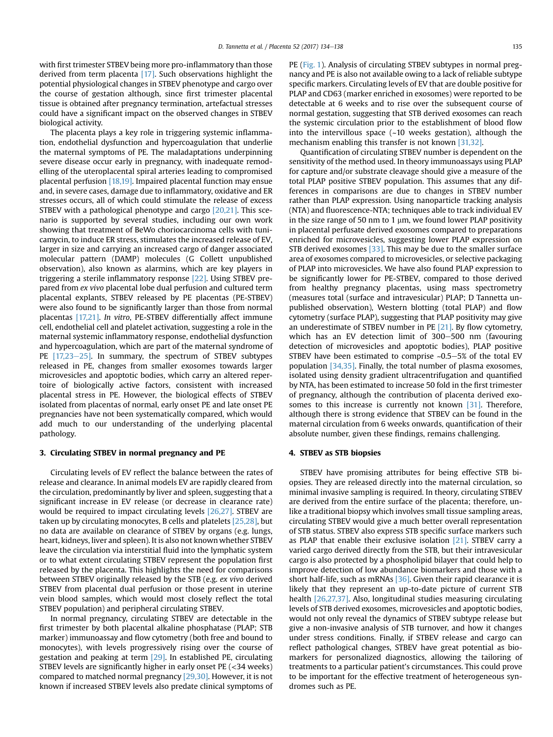with first trimester STBEV being more pro-inflammatory than those derived from term placenta [17]. Such observations highlight the potential physiological changes in STBEV phenotype and cargo over the course of gestation although, since first trimester placental tissue is obtained after pregnancy termination, artefactual stresses could have a significant impact on the observed changes in STBEV biological activity.

The placenta plays a key role in triggering systemic inflammation, endothelial dysfunction and hypercoagulation that underlie the maternal symptoms of PE. The maladaptations underpinning severe disease occur early in pregnancy, with inadequate remodelling of the uteroplacental spiral arteries leading to compromised placental perfusion [18,19]. Impaired placental function may ensue and, in severe cases, damage due to inflammatory, oxidative and ER stresses occurs, all of which could stimulate the release of excess STBEV with a pathological phenotype and cargo [20,21]. This scenario is supported by several studies, including our own work showing that treatment of BeWo choriocarcinoma cells with tunicamycin, to induce ER stress, stimulates the increased release of EV, larger in size and carrying an increased cargo of danger associated molecular pattern (DAMP) molecules (G Collett unpublished observation), also known as alarmins, which are key players in triggering a sterile inflammatory response [22]. Using STBEV prepared from *ex vivo* placental lobe dual perfusion and cultured term placental explants, STBEV released by PE placentas (PE-STBEV) were also found to be significantly larger than those from normal placentas [17,21]. *In vitro*, PE-STBEV differentially affect immune cell, endothelial cell and platelet activation, suggesting a role in the maternal systemic inflammatory response, endothelial dysfunction and hypercoagulation, which are part of the maternal syndrome of PE [17,23–25]. In summary, the spectrum of STBEV subtypes released in PE, changes from smaller exosomes towards larger microvesicles and apoptotic bodies, which carry an altered repertoire of biologically active factors, consistent with increased placental stress in PE. However, the biological effects of STBEV isolated from placentas of normal, early onset PE and late onset PE pregnancies have not been systematically compared, which would add much to our understanding of the underlying placental pathology.

## 3. Circulating STBEV in normal pregnancy and PE

Circulating levels of EV reflect the balance between the rates of release and clearance. In animal models EV are rapidly cleared from the circulation, predominantly by liver and spleen, suggesting that a significant increase in EV release (or decrease in clearance rate) would be required to impact circulating levels [26,27]. STBEV are taken up by circulating monocytes, B cells and platelets [25,28], but no data are available on clearance of STBEV by organs (e.g. lungs, heart, kidneys, liver and spleen). It is also not known whether STBEV leave the circulation via interstitial fluid into the lymphatic system or to what extent circulating STBEV represent the population first released by the placenta. This highlights the need for comparisons between STBEV originally released by the STB (e.g. *ex vivo* derived STBEV from placental dual perfusion or those present in uterine vein blood samples, which would most closely reflect the total STBEV population) and peripheral circulating STBEV.

In normal pregnancy, circulating STBEV are detectable in the first trimester by both placental alkaline phosphatase (PLAP; STB marker) immunoassay and flow cytometry (both free and bound to monocytes), with levels progressively rising over the course of gestation and peaking at term [29]. In established PE, circulating STBEV levels are significantly higher in early onset PE (<34 weeks) compared to matched normal pregnancy [29,30]. However, it is not known if increased STBEV levels also predate clinical symptoms of PE (Fig. 1). Analysis of circulating STBEV subtypes in normal pregnancy and PE is also not available owing to a lack of reliable subtype specific markers. Circulating levels of EV that are double positive for PLAP and CD63 (marker enriched in exosomes) were reported to be detectable at 6 weeks and to rise over the subsequent course of normal gestation, suggesting that STB derived exosomes can reach the systemic circulation prior to the establishment of blood flow into the intervillous space (~10 weeks gestation), although the mechanism enabling this transfer is not known [31,32].

Quantification of circulating STBEV number is dependent on the sensitivity of the method used. In theory immunoassays using PLAP for capture and/or substrate cleavage should give a measure of the total PLAP positive STBEV population. This assumes that any differences in comparisons are due to changes in STBEV number rather than PLAP expression. Using nanoparticle tracking analysis (NTA) and fluorescence-NTA; techniques able to track individual EV in the size range of 50 nm to 1 μm, we found lower PLAP positivity in placental perfusate derived exosomes compared to preparations enriched for microvesicles, suggesting lower PLAP expression on STB derived exosomes [33]. This may be due to the smaller surface area of exosomes compared to microvesicles, or selective packaging of PLAP into microvesicles. We have also found PLAP expression to be significantly lower for PE-STBEV, compared to those derived from healthy pregnancy placentas, using mass spectrometry (measures total (surface and intravesicular) PLAP; D Tannetta unpublished observation), Western blotting (total PLAP) and flow cytometry (surface PLAP), suggesting that PLAP positivity may give an underestimate of STBEV number in PE [21]. By flow cytometry, which has an EV detection limit of 300–500 nm (favouring detection of microvesicles and apoptotic bodies), PLAP positive STBEV have been estimated to comprise ~0.5–5% of the total EV population [34,35]. Finally, the total number of plasma exosomes, isolated using density gradient ultracentrifugation and quantified by NTA, has been estimated to increase 50 fold in the first trimester of pregnancy, although the contribution of placenta derived exosomes to this increase is currently not known [31]. Therefore, although there is strong evidence that STBEV can be found in the maternal circulation from 6 weeks onwards, quantification of their absolute number, given these findings, remains challenging.

## 4. STBEV as STB biopsies

STBEV have promising attributes for being effective STB biopsies. They are released directly into the maternal circulation, so minimal invasive sampling is required. In theory, circulating STBEV are derived from the entire surface of the placenta; therefore, unlike a traditional biopsy which involves small tissue sampling areas, circulating STBEV would give a much better overall representation of STB status. STBEV also express STB specific surface markers such as PLAP that enable their exclusive isolation [21]. STBEV carry a varied cargo derived directly from the STB, but their intravesicular cargo is also protected by a phospholipid bilayer that could help to improve detection of low abundance biomarkers and those with a short half-life, such as mRNAs [36]. Given their rapid clearance it is likely that they represent an up-to-date picture of current STB health [26,27,37]. Also, longitudinal studies measuring circulating levels of STB derived exosomes, microvesicles and apoptotic bodies, would not only reveal the dynamics of STBEV subtype release but give a non-invasive analysis of STB turnover, and how it changes under stress conditions. Finally, if STBEV release and cargo can reflect pathological changes, STBEV have great potential as biomarkers for personalized diagnostics, allowing the tailoring of treatments to a particular patient's circumstances. This could prove to be important for the effective treatment of heterogeneous syndromes such as PE.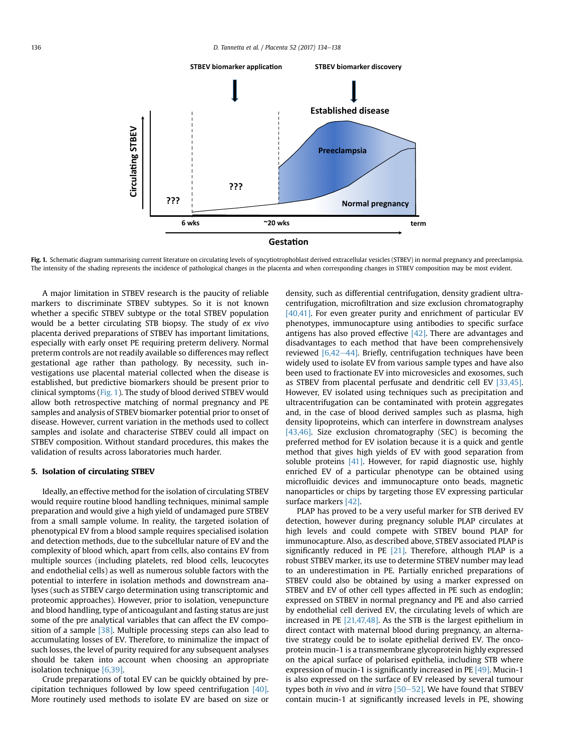Fig. 1. Schematic diagram summarising current literature on circulating levels of syncytiotrophoblast derived extracellular vesicles (STBEV) in normal pregnancy and preeclampsia. The intensity of the shading represents the incidence of pathological changes in the placenta and when corresponding changes in STBEV composition may be most evident.

A major limitation in STBEV research is the paucity of reliable markers to discriminate STBEV subtypes. So it is not known whether a specific STBEV subtype or the total STBEV population would be a better circulating STB biopsy. The study of *ex vivo* placenta derived preparations of STBEV has important limitations, especially with early onset PE requiring preterm delivery. Normal preterm controls are not readily available so differences may reflect gestational age rather than pathology. By necessity, such investigations use placental material collected when the disease is established, but predictive biomarkers should be present prior to clinical symptoms (Fig. 1). The study of blood derived STBEV would allow both retrospective matching of normal pregnancy and PE samples and analysis of STBEV biomarker potential prior to onset of disease. However, current variation in the methods used to collect samples and isolate and characterise STBEV could all impact on STBEV composition. Without standard procedures, this makes the validation of results across laboratories much harder.

## 5. Isolation of circulating STBEV

Ideally, an effective method for the isolation of circulating STBEV would require routine blood handling techniques, minimal sample preparation and would give a high yield of undamaged pure STBEV from a small sample volume. In reality, the targeted isolation of phenotypical EV from a blood sample requires specialised isolation and detection methods, due to the subcellular nature of EV and the complexity of blood which, apart from cells, also contains EV from multiple sources (including platelets, red blood cells, leucocytes and endothelial cells) as well as numerous soluble factors with the potential to interfere in isolation methods and downstream analyses (such as STBEV cargo determination using transcriptomic and proteomic approaches). However, prior to isolation, venepuncture and blood handling, type of anticoagulant and fasting status are just some of the pre analytical variables that can affect the EV composition of a sample [38]. Multiple processing steps can also lead to accumulating losses of EV. Therefore, to minimalize the impact of such losses, the level of purity required for any subsequent analyses should be taken into account when choosing an appropriate isolation technique [6,39].

Crude preparations of total EV can be quickly obtained by precipitation techniques followed by low speed centrifugation [40]. More routinely used methods to isolate EV are based on size or density, such as differential centrifugation, density gradient ultracentrifugation, microfiltration and size exclusion chromatography [40,41]. For even greater purity and enrichment of particular EV phenotypes, immunocapture using antibodies to specific surface antigens has also proved effective [42]. There are advantages and disadvantages to each method that have been comprehensively reviewed [6,42–44]. Briefly, centrifugation techniques have been widely used to isolate EV from various sample types and have also been used to fractionate EV into microvesicles and exosomes, such as STBEV from placental perfusate and dendritic cell EV [33,45]. However, EV isolated using techniques such as precipitation and ultracentrifugation can be contaminated with protein aggregates and, in the case of blood derived samples such as plasma, high density lipoproteins, which can interfere in downstream analyses [43,46]. Size exclusion chromatography (SEC) is becoming the preferred method for EV isolation because it is a quick and gentle method that gives high yields of EV with good separation from soluble proteins [41]. However, for rapid diagnostic use, highly enriched EV of a particular phenotype can be obtained using microfluidic devices and immunocapture onto beads, magnetic nanoparticles or chips by targeting those EV expressing particular surface markers [42].

PLAP has proved to be a very useful marker for STB derived EV detection, however during pregnancy soluble PLAP circulates at high levels and could compete with STBEV bound PLAP for immunocapture. Also, as described above, STBEV associated PLAP is significantly reduced in PE [21]. Therefore, although PLAP is a robust STBEV marker, its use to determine STBEV number may lead to an underestimation in PE. Partially enriched preparations of STBEV could also be obtained by using a marker expressed on STBEV and EV of other cell types affected in PE such as endoglin; expressed on STBEV in normal pregnancy and PE and also carried by endothelial cell derived EV, the circulating levels of which are increased in PE [21,47,48]. As the STB is the largest epithelium in direct contact with maternal blood during pregnancy, an alternative strategy could be to isolate epithelial derived EV. The oncoprotein mucin-1 is a transmembrane glycoprotein highly expressed on the apical surface of polarised epithelia, including STB where expression of mucin-1 is significantly increased in PE [49]. Mucin-1 is also expressed on the surface of EV released by several tumour types both *in vivo* and *in vitro* [50–52]. We have found that STBEV contain mucin-1 at significantly increased levels in PE, showing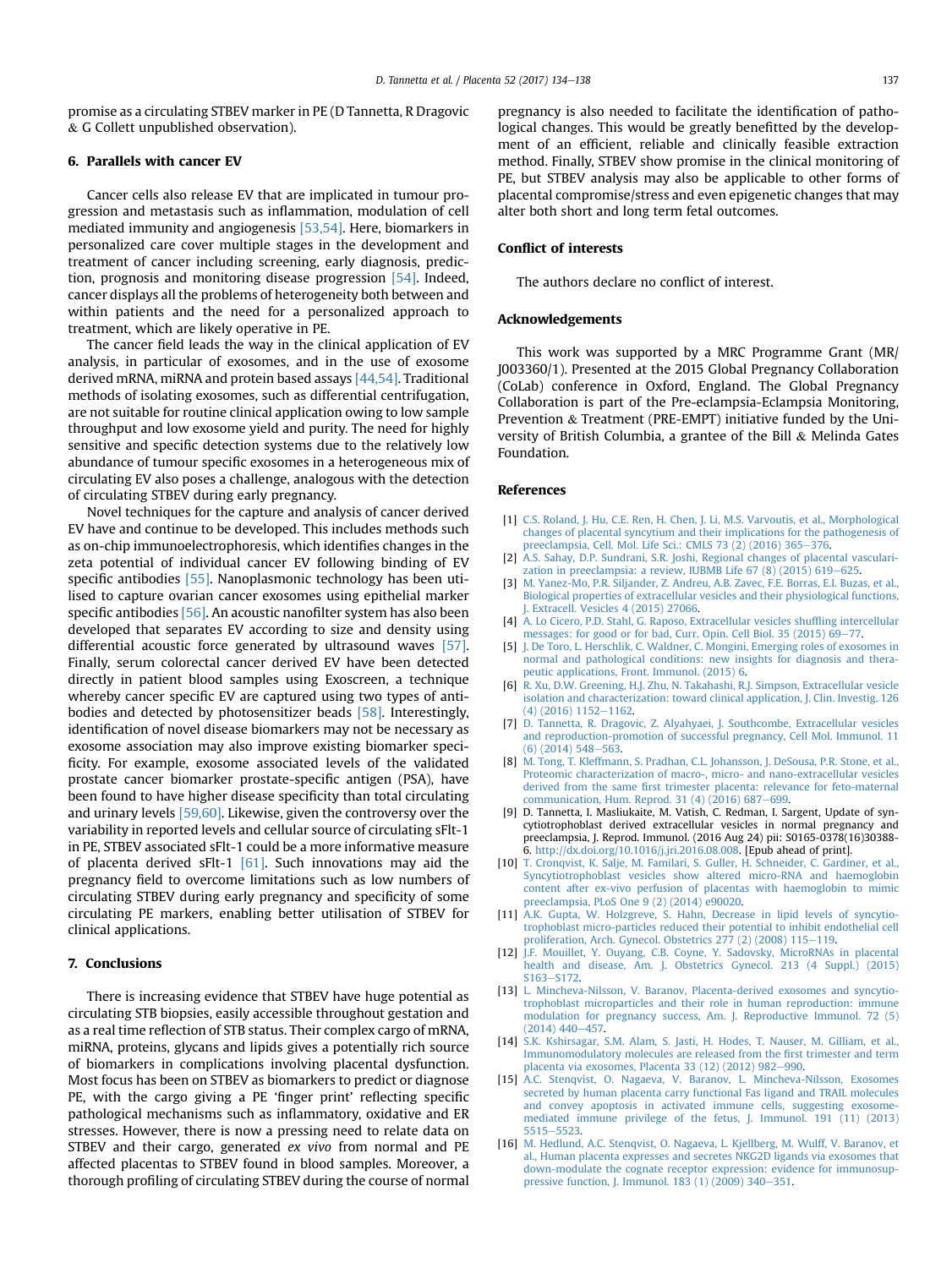promise as a circulating STBEV marker in PE (D Tannetta, R Dragovic & G Collett unpublished observation).

## 6. Parallels with cancer EV

Cancer cells also release EV that are implicated in tumour progression and metastasis such as inflammation, modulation of cell mediated immunity and angiogenesis [53,54]. Here, biomarkers in personalized care cover multiple stages in the development and treatment of cancer including screening, early diagnosis, prediction, prognosis and monitoring disease progression [54]. Indeed, cancer displays all the problems of heterogeneity both between and within patients and the need for a personalized approach to treatment, which are likely operative in PE.

The cancer field leads the way in the clinical application of EV analysis, in particular of exosomes, and in the use of exosome derived mRNA, miRNA and protein based assays [44,54]. Traditional methods of isolating exosomes, such as differential centrifugation, are not suitable for routine clinical application owing to low sample throughput and low exosome yield and purity. The need for highly sensitive and specific detection systems due to the relatively low abundance of tumour specific exosomes in a heterogeneous mix of circulating EV also poses a challenge, analogous with the detection of circulating STBEV during early pregnancy.

Novel techniques for the capture and analysis of cancer derived EV have and continue to be developed. This includes methods such as on-chip immunoelectrophoresis, which identifies changes in the zeta potential of individual cancer EV following binding of EV specific antibodies [55]. Nanoplasmonic technology has been utilised to capture ovarian cancer exosomes using epithelial marker specific antibodies [56]. An acoustic nanofilter system has also been developed that separates EV according to size and density using differential acoustic force generated by ultrasound waves [57]. Finally, serum colorectal cancer derived EV have been detected directly in patient blood samples using Exoscreen, a technique whereby cancer specific EV are captured using two types of antibodies and detected by photosensitizer beads [58]. Interestingly, identification of novel disease biomarkers may not be necessary as exosome association may also improve existing biomarker specificity. For example, exosome associated levels of the validated prostate cancer biomarker prostate-specific antigen (PSA), have been found to have higher disease specificity than total circulating and urinary levels [59,60]. Likewise, given the controversy over the variability in reported levels and cellular source of circulating sFlt-1 in PE, STBEV associated sFlt-1 could be a more informative measure of placenta derived sFlt-1 [61]. Such innovations may aid the pregnancy field to overcome limitations such as low numbers of circulating STBEV during early pregnancy and specificity of some circulating PE markers, enabling better utilisation of STBEV for clinical applications.

## 7. Conclusions

There is increasing evidence that STBEV have huge potential as circulating STB biopsies, easily accessible throughout gestation and as a real time reflection of STB status. Their complex cargo of mRNA, miRNA, proteins, glycans and lipids gives a potentially rich source of biomarkers in complications involving placental dysfunction. Most focus has been on STBEV as biomarkers to predict or diagnose PE, with the cargo giving a PE 'finger print' reflecting specific pathological mechanisms such as inflammatory, oxidative and ER stresses. However, there is now a pressing need to relate data on STBEV and their cargo, generated *ex vivo* from normal and PE affected placentas to STBEV found in blood samples. Moreover, a thorough profiling of circulating STBEV during the course of normal pregnancy is also needed to facilitate the identification of pathological changes. This would be greatly benefitted by the development of an efficient, reliable and clinically feasible extraction method. Finally, STBEV show promise in the clinical monitoring of PE, but STBEV analysis may also be applicable to other forms of placental compromise/stress and even epigenetic changes that may alter both short and long term fetal outcomes.

## Conflict of interests

The authors declare no conflict of interest.

## Acknowledgements

This work was supported by a MRC Programme Grant (MR/J003360/1). Presented at the 2015 Global Pregnancy Collaboration (CoLab) conference in Oxford, England. The Global Pregnancy Collaboration is part of the Pre-eclampsia-Eclampsia Monitoring, Prevention & Treatment (PRE-EMPT) initiative funded by the University of British Columbia, a grantee of the Bill & Melinda Gates Foundation.

## References

[1] C.S. Roland, J. Hu, C.E. Ren, H. Chen, J. Li, M.S. Varvoutis, et al., Morphological changes of placental syncytium and their implications for the pathogenesis of preeclampsia, Cell. Mol. Life Sci.: CMLS 73 (2) (2016) 365–376.

[2] A.S. Sahay, D.P. Sundrani, S.R. Joshi, Regional changes of placental vascularization in preeclampsia: a review, IUBMB Life 67 (8) (2015) 619–625.

[3] M. Yanez-Mo, P.R. Siljander, Z. Andreu, A.B. Zavec, F.E. Borras, E.I. Buzas, et al., Biological properties of extracellular vesicles and their physiological functions, J. Extracell. Vesicles 4 (2015) 27066.

[4] A. Lo Cicero, P.D. Stahl, G. Raposo, Extracellular vesicles shuffling intercellular messages: for good or for bad, Curr. Opin. Cell Biol. 35 (2015) 69–77.

[5] J. De Toro, L. Herschlik, C. Waldner, C. Mongini, Emerging roles of exosomes in normal and pathological conditions: new insights for diagnosis and therapeutic applications, Front. Immunol. (2015) 6.

[6] R. Xu, D.W. Greening, H.J. Zhu, N. Takahashi, R.J. Simpson, Extracellular vesicle isolation and characterization: toward clinical application, J. Clin. Investig. 126 (4) (2016) 1152–1162.

[7] D. Tannetta, R. Dragovic, Z. Alyahyaei, J. Southcombe, Extracellular vesicles and reproduction-promotion of successful pregnancy, Cell Mol. Immunol. 11 (6) (2014) 548–563.

[8] M. Tong, T. Kleffmann, S. Pradhan, C.L. Johansson, J. DeSousa, P.R. Stone, et al., Proteomic characterization of macro-, micro- and nano-extracellular vesicles derived from the same first trimester placenta: relevance for feto-maternal communication, Hum. Reprod. 31 (4) (2016) 687–699.

[9] D. Tannetta, I. Masliukaite, M. Vatish, C. Redman, I. Sargent, Update of syncytiotrophoblast derived extracellular vesicles in normal pregnancy and preeclampsia, J. Reprod. Immunol. (2016 Aug 24) pii: S0165-0378(16)30388-6. http://dx.doi.org/10.1016/j.jri.2016.08.008. [Epub ahead of print].

[10] T. Cronqvist, K. Salje, M. Familari, S. Guller, H. Schneider, C. Gardiner, et al., Syncytiotrophoblast vesicles show altered micro-RNA and haemoglobin content after ex-vivo perfusion of placentas with haemoglobin to mimic preeclampsia, PLoS One 9 (2) (2014) e90020.

[11] A.K. Gupta, W. Holzgreve, S. Hahn, Decrease in lipid levels of syncytiotrophoblast micro-particles reduced their potential to inhibit endothelial cell proliferation, Arch. Gynecol. Obstetrics 277 (2) (2008) 115–119.

[12] J.F. Mouillet, Y. Ouyang, C.B. Coyne, Y. Sadovsky, MicroRNAs in placental health and disease, Am. J. Obstetrics Gynecol. 213 (4 Suppl.) (2015) S163–S172.

[13] L. Mincheva-Nilsson, V. Baranov, Placenta-derived exosomes and syncytiotrophoblast microparticles and their role in human reproduction: immune modulation for pregnancy success, Am. J. Reproductive Immunol. 72 (5) (2014) 440–457.

[14] S.K. Kshirsagar, S.M. Alam, S. Jasti, H. Hodes, T. Nauser, M. Gilliam, et al., Immunomodulatory molecules are released from the first trimester and term placenta via exosomes, Placenta 33 (12) (2012) 982–990.

[15] A.C. Stenqvist, O. Nagaeva, V. Baranov, L. Mincheva-Nilsson, Exosomes secreted by human placenta carry functional Fas ligand and TRAIL molecules and convey apoptosis in activated immune cells, suggesting exosome-mediated immune privilege of the fetus, J. Immunol. 191 (11) (2013) 5515–5523.

[16] M. Hedlund, A.C. Stenqvist, O. Nagaeva, L. Kjellberg, M. Wulff, V. Baranov, et al., Human placenta expresses and secretes NKG2D ligands via exosomes that down-modulate the cognate receptor expression: evidence for immunosuppressive function, J. Immunol. 183 (1) (2009) 340–351.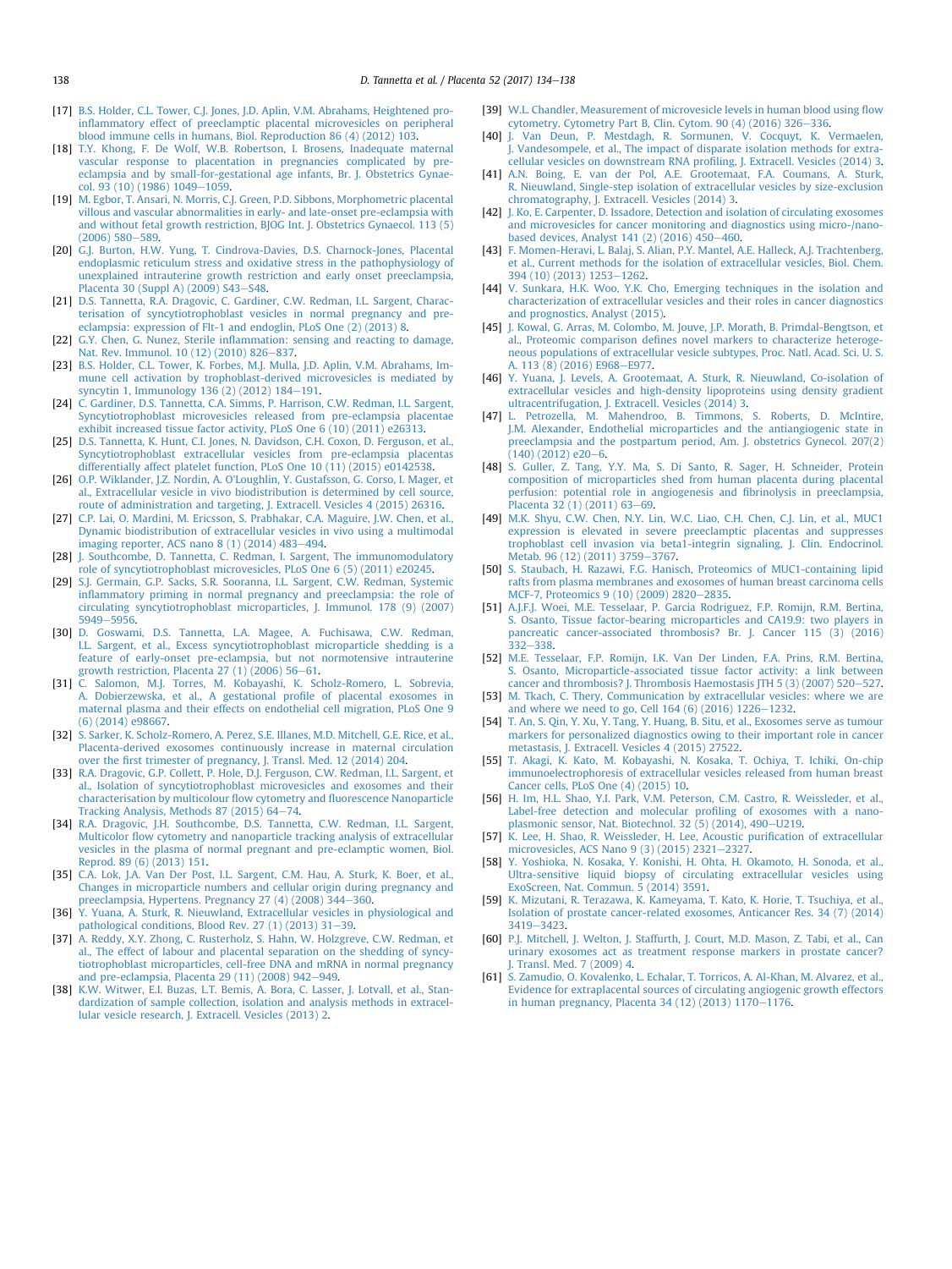[17] B.S. Holder, C.L. Tower, C.J. Jones, J.D. Aplin, V.M. Abrahams, Heightened pro-inflammatory effect of preeclamptic placental microvesicles on peripheral blood immune cells in humans, Biol. Reproduction 86 (4) (2012) 103.

[18] T.Y. Khong, F. De Wolf, W.B. Robertson, I. Brosens, Inadequate maternal vascular response to placentation in pregnancies complicated by pre-eclampsia and by small-for-gestational age infants, Br. J. Obstetrics Gynaecol. 93 (10) (1986) 1049–1059.

[19] M. Egbor, T. Ansari, N. Morris, C.J. Green, P.D. Sibbons, Morphometric placental villous and vascular abnormalities in early- and late-onset pre-eclampsia with and without fetal growth restriction, BJOG Int. J. Obstetrics Gynaecol. 113 (5) (2006) 580–589.

[20] G.J. Burton, H.W. Yung, T. Cindrova-Davies, D.S. Charnock-Jones, Placental endoplasmic reticulum stress and oxidative stress in the pathophysiology of unexplained intrauterine growth restriction and early onset preeclampsia, Placenta 30 (Suppl A) (2009) S43–S48.

[21] D.S. Tannetta, R.A. Dragovic, C. Gardiner, C.W. Redman, I.L. Sargent, Characterisation of syncytiotrophoblast vesicles in normal pregnancy and pre-eclampsia: expression of Flt-1 and endoglin, PLoS One (2) (2013) 8.

[22] G.Y. Chen, G. Nunez, Sterile inflammation: sensing and reacting to damage, Nat. Rev. Immunol. 10 (12) (2010) 826–837.

[23] B.S. Holder, C.L. Tower, K. Forbes, M.J. Mulla, J.D. Aplin, V.M. Abrahams, Immune cell activation by trophoblast-derived microvesicles is mediated by syncytin 1, Immunology 136 (2) (2012) 184–191.

[24] C. Gardiner, D.S. Tannetta, C.A. Simms, P. Harrison, C.W. Redman, I.L. Sargent, Syncytiotrophoblast microvesicles released from pre-eclampsia placentae exhibit increased tissue factor activity, PLoS One 6 (10) (2011) e26313.

[25] D.S. Tannetta, K. Hunt, C.I. Jones, N. Davidson, C.H. Coxon, D. Ferguson, et al., Syncytiotrophoblast extracellular vesicles from pre-eclampsia placentas differentially affect platelet function, PLoS One 10 (11) (2015) e0142538.

[26] O.P. Wiklander, J.Z. Nordin, A. O'Loughlin, Y. Gustafsson, G. Corso, I. Mager, et al., Extracellular vesicle in vivo biodistribution is determined by cell source, route of administration and targeting, J. Extracell. Vesicles 4 (2015) 26316.

[27] C.P. Lai, O. Mardini, M. Ericsson, S. Prabhakar, C.A. Maguire, J.W. Chen, et al., Dynamic biodistribution of extracellular vesicles in vivo using a multimodal imaging reporter, ACS nano 8 (1) (2014) 483–494.

[28] J. Southcombe, D. Tannetta, C. Redman, I. Sargent, The immunomodulatory role of syncytiotrophoblast microvesicles, PLoS One 6 (5) (2011) e20245.

[29] S.J. Germain, G.P. Sacks, S.R. Sooranna, I.L. Sargent, C.W. Redman, Systemic inflammatory priming in normal pregnancy and preeclampsia: the role of circulating syncytiotrophoblast microparticles, J. Immunol. 178 (9) (2007) 5949–5956.

[30] D. Goswami, D.S. Tannetta, L.A. Magee, A. Fuchisawa, C.W. Redman, I.L. Sargent, et al., Excess syncytiotrophoblast microparticle shedding is a feature of early-onset pre-eclampsia, but not normotensive intrauterine growth restriction, Placenta 27 (1) (2006) 56–61.

[31] C. Salomon, M.J. Torres, M. Kobayashi, K. Scholz-Romero, L. Sobrevia, A. Dobierzewska, et al., A gestational profile of placental exosomes in maternal plasma and their effects on endothelial cell migration, PLoS One 9 (6) (2014) e98667.

[32] S. Sarker, K. Scholz-Romero, A. Perez, S.E. Illanes, M.D. Mitchell, G.E. Rice, et al., Placenta-derived exosomes continuously increase in maternal circulation over the first trimester of pregnancy, J. Transl. Med. 12 (2014) 204.

[33] R.A. Dragovic, G.P. Collett, P. Hole, D.J. Ferguson, C.W. Redman, I.L. Sargent, et al., Isolation of syncytiotrophoblast microvesicles and exosomes and their characterisation by multicolour flow cytometry and fluorescence Nanoparticle Tracking Analysis, Methods 87 (2015) 64–74.

[34] R.A. Dragovic, J.H. Southcombe, D.S. Tannetta, C.W. Redman, I.L. Sargent, Multicolor flow cytometry and nanoparticle tracking analysis of extracellular vesicles in the plasma of normal pregnant and pre-eclamptic women, Biol. Reprod. 89 (6) (2013) 151.

[35] C.A. Lok, J.A. Van Der Post, I.L. Sargent, C.M. Hau, A. Sturk, K. Boer, et al., Changes in microparticle numbers and cellular origin during pregnancy and preeclampsia, Hypertens. Pregnancy 27 (4) (2008) 344–360.

[36] Y. Yuana, A. Sturk, R. Nieuwland, Extracellular vesicles in physiological and pathological conditions, Blood Rev. 27 (1) (2013) 31–39.

[37] A. Reddy, X.Y. Zhong, C. Rusterholz, S. Hahn, W. Holzgreve, C.W. Redman, et al., The effect of labour and placental separation on the shedding of syncytiotrophoblast microparticles, cell-free DNA and mRNA in normal pregnancy and pre-eclampsia, Placenta 29 (11) (2008) 942–949.

[38] K.W. Witwer, E.I. Buzas, L.T. Bemis, A. Bora, C. Lasser, J. Lotvall, et al., Standardization of sample collection, isolation and analysis methods in extracellular vesicle research, J. Extracell. Vesicles (2013) 2.

[39] W.L. Chandler, Measurement of microvesicle levels in human blood using flow cytometry, Cytometry Part B, Clin. Cytom. 90 (4) (2016) 326–336.

[40] J. Van Deun, P. Mestdagh, R. Sormunen, V. Cocquyt, K. Vermaelen, J. Vandesompele, et al., The impact of disparate isolation methods for extracellular vesicles on downstream RNA profiling, J. Extracell. Vesicles (2014) 3.

[41] A.N. Boing, E. van der Pol, A.E. Grootemaat, F.A. Coumans, A. Sturk, R. Nieuwland, Single-step isolation of extracellular vesicles by size-exclusion chromatography, J. Extracell. Vesicles (2014) 3.

[42] J. Ko, E. Carpenter, D. Issadore, Detection and isolation of circulating exosomes and microvesicles for cancer monitoring and diagnostics using micro-/nano-based devices, Analyst 141 (2) (2016) 450–460.

[43] F. Momen-Heravi, L. Balaj, S. Alian, P.Y. Mantel, A.E. Halleck, A.J. Trachtenberg, et al., Current methods for the isolation of extracellular vesicles, Biol. Chem. 394 (10) (2013) 1253–1262.

[44] V. Sunkara, H.K. Woo, Y.K. Cho, Emerging techniques in the isolation and characterization of extracellular vesicles and their roles in cancer diagnostics and prognostics, Analyst (2015).

[45] J. Kowal, G. Arras, M. Colombo, M. Jouve, J.P. Morath, B. Primdal-Bengtson, et al., Proteomic comparison defines novel markers to characterize heterogeneous populations of extracellular vesicle subtypes, Proc. Natl. Acad. Sci. U. S. A. 113 (8) (2016) E968–E977.

[46] Y. Yuana, J. Levels, A. Grootemaat, A. Sturk, R. Nieuwland, Co-isolation of extracellular vesicles and high-density lipoproteins using density gradient ultracentrifugation, J. Extracell. Vesicles (2014) 3.

[47] L. Petrozella, M. Mahendroo, B. Timmons, S. Roberts, D. McIntire, J.M. Alexander, Endothelial microparticles and the antiangiogenic state in preeclampsia and the postpartum period, Am. J. obstetrics Gynecol. 207(2) (140) (2012) e20–6.

[48] S. Guller, Z. Tang, Y.Y. Ma, S. Di Santo, R. Sager, H. Schneider, Protein composition of microparticles shed from human placenta during placental perfusion: potential role in angiogenesis and fibrinolysis in preeclampsia, Placenta 32 (1) (2011) 63–69.

[49] M.K. Shyu, C.W. Chen, N.Y. Lin, W.C. Liao, C.H. Chen, C.J. Lin, et al., MUC1 expression is elevated in severe preeclamptic placentas and suppresses trophoblast cell invasion via beta1-integrin signaling, J. Clin. Endocrinol. Metab. 96 (12) (2011) 3759–3767.

[50] S. Staubach, H. Razawi, F.G. Hanisch, Proteomics of MUC1-containing lipid rafts from plasma membranes and exosomes of human breast carcinoma cells MCF-7, Proteomics 9 (10) (2009) 2820–2835.

[51] A.J.F.J. Woei, M.E. Tesselaar, P. Garcia Rodriguez, F.P. Romijn, R.M. Bertina, S. Osanto, Tissue factor-bearing microparticles and CA19.9: two players in pancreatic cancer-associated thrombosis? Br. J. Cancer 115 (3) (2016) 332–338.

[52] M.E. Tesselaar, F.P. Romijn, I.K. Van Der Linden, F.A. Prins, R.M. Bertina, S. Osanto, Microparticle-associated tissue factor activity: a link between cancer and thrombosis? J. Thrombosis Haemostasis JTH 5 (3) (2007) 520–527.

[53] M. Tkach, C. Thery, Communication by extracellular vesicles: where we are and where we need to go, Cell 164 (6) (2016) 1226–1232.

[54] T. An, S. Qin, Y. Xu, Y. Tang, Y. Huang, B. Situ, et al., Exosomes serve as tumour markers for personalized diagnostics owing to their important role in cancer metastasis, J. Extracell. Vesicles 4 (2015) 27522.

[55] T. Akagi, K. Kato, M. Kobayashi, N. Kosaka, T. Ochiya, T. Ichiki, On-chip immunoelectrophoresis of extracellular vesicles released from human breast Cancer cells, PLoS One (4) (2015) 10.

[56] H. Im, H.L. Shao, Y.I. Park, V.M. Peterson, C.M. Castro, R. Weissleder, et al., Label-free detection and molecular profiling of exosomes with a nano-plasmonic sensor, Nat. Biotechnol. 32 (5) (2014), 490–U219.

[57] K. Lee, H. Shao, R. Weissleder, H. Lee, Acoustic purification of extracellular microvesicles, ACS Nano 9 (3) (2015) 2321–2327.

[58] Y. Yoshioka, N. Kosaka, Y. Konishi, H. Ohta, H. Okamoto, H. Sonoda, et al., Ultra-sensitive liquid biopsy of circulating extracellular vesicles using ExoScreen, Nat. Commun. 5 (2014) 3591.

[59] K. Mizutani, R. Terazawa, K. Kameyama, T. Kato, K. Horie, T. Tsuchiya, et al., Isolation of prostate cancer-related exosomes, Anticancer Res. 34 (7) (2014) 3419–3423.

[60] P.J. Mitchell, J. Welton, J. Staffurth, J. Court, M.D. Mason, Z. Tabi, et al., Can urinary exosomes act as treatment response markers in prostate cancer? J. Transl. Med. 7 (2009) 4.

[61] S. Zamudio, O. Kovalenko, L. Echalar, T. Torricos, A. Al-Khan, M. Alvarez, et al., Evidence for extraplacental sources of circulating angiogenic growth effectors in human pregnancy, Placenta 34 (12) (2013) 1170–1176.